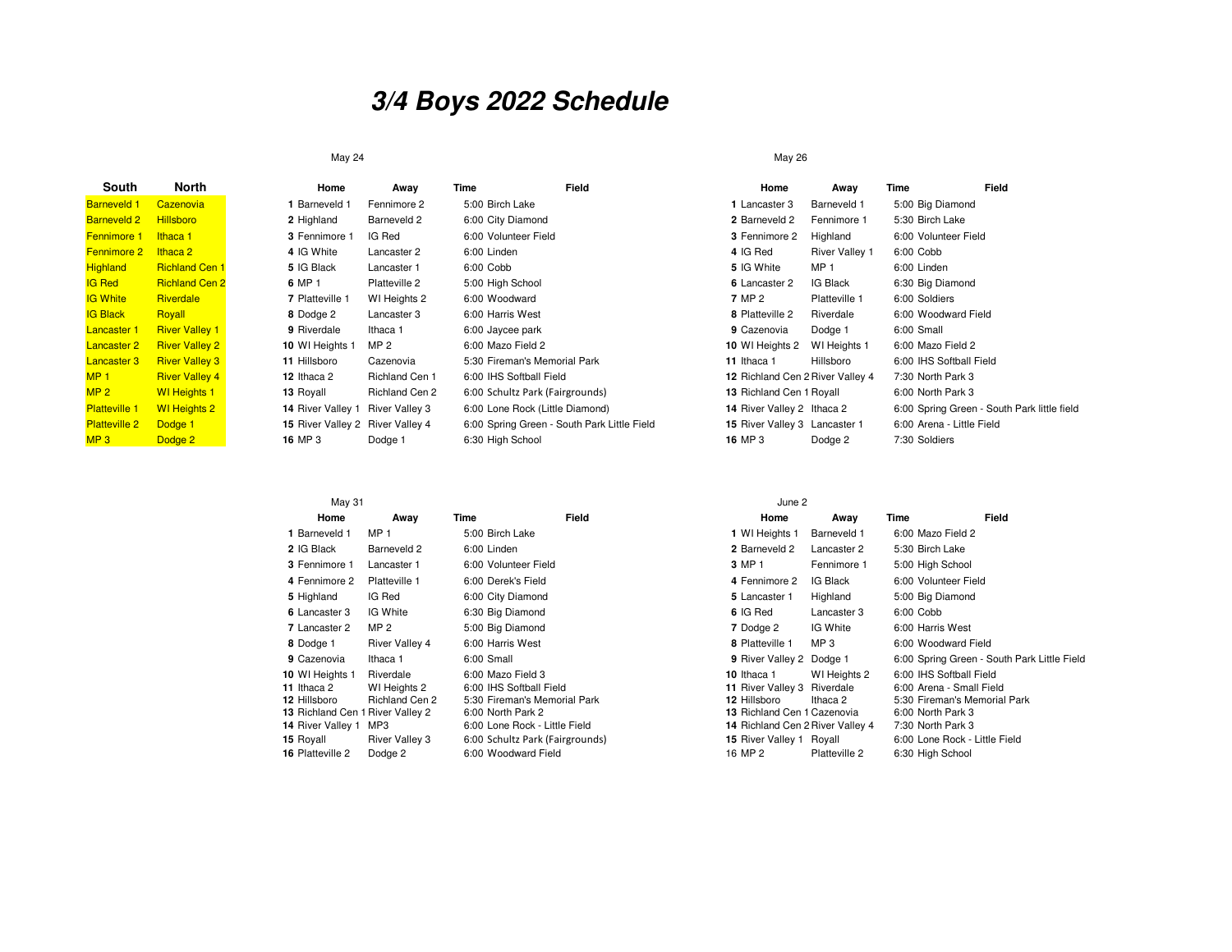# *3/4 Boys 2022 Schedule*

| South | North |
|---|---|
| Barneveld 1 | Cazenovia |
| Barneveld 2 | Hillsboro |
| Fennimore 1 | Ithaca 1 |
| Fennimore 2 | Ithaca 2 |
| Highland | Richland Cen 1 |
| IG Red | Richland Cen 2 |
| IG White | Riverdale |
| IG Black | Royall |
| Lancaster 1 | River Valley 1 |
| Lancaster 2 | River Valley 2 |
| Lancaster 3 | River Valley 3 |
| MP 1 | River Valley 4 |
| MP 2 | WI Heights 1 |
| Platteville 1 | WI Heights 2 |
| Platteville 2 | Dodge 1 |
| MP 3 | Dodge 2 |

May 24

| | Home | Away | Time | Field |
|---|---|---|---|---|
| 1 | Barneveld 1 | Fennimore 2 | 5:00 | Birch Lake |
| 2 | Highland | Barneveld 2 | 6:00 | City Diamond |
| 3 | Fennimore 1 | IG Red | 6:00 | Volunteer Field |
| 4 | IG White | Lancaster 2 | 6:00 | Linden |
| 5 | IG Black | Lancaster 1 | 6:00 | Cobb |
| 6 | MP 1 | Platteville 2 | 5:00 | High School |
| 7 | Platteville 1 | WI Heights 2 | 6:00 | Woodward |
| 8 | Dodge 2 | Lancaster 3 | 6:00 | Harris West |
| 9 | Riverdale | Ithaca 1 | 6:00 | Jaycee park |
| 10 | WI Heights 1 | MP 2 | 6:00 | Mazo Field 2 |
| 11 | Hillsboro | Cazenovia | 5:30 | Fireman's Memorial Park |
| 12 | Ithaca 2 | Richland Cen 1 | 6:00 | IHS Softball Field |
| 13 | Royall | Richland Cen 2 | 6:00 | Schultz Park (Fairgrounds) |
| 14 | River Valley 1 | River Valley 3 | 6:00 | Lone Rock (Little Diamond) |
| 15 | River Valley 2 | River Valley 4 | 6:00 | Spring Green - South Park Little Field |
| 16 | MP 3 | Dodge 1 | 6:30 | High School |

May 26

| | Home | Away | Time | Field |
|---|---|---|---|---|
| 1 | Lancaster 3 | Barneveld 1 | 5:00 | Big Diamond |
| 2 | Barneveld 2 | Fennimore 1 | 5:30 | Birch Lake |
| 3 | Fennimore 2 | Highland | 6:00 | Volunteer Field |
| 4 | IG Red | River Valley 1 | 6:00 | Cobb |
| 5 | IG White | MP 1 | 6:00 | Linden |
| 6 | Lancaster 2 | IG Black | 6:30 | Big Diamond |
| 7 | MP 2 | Platteville 1 | 6:00 | Soldiers |
| 8 | Platteville 2 | Riverdale | 6:00 | Woodward Field |
| 9 | Cazenovia | Dodge 1 | 6:00 | Small |
| 10 | WI Heights 2 | WI Heights 1 | 6:00 | Mazo Field 2 |
| 11 | Ithaca 1 | Hillsboro | 6:00 | IHS Softball Field |
| 12 | Richland Cen 2 | River Valley 4 | 7:30 | North Park 3 |
| 13 | Richland Cen 1 | Royall | 6:00 | North Park 3 |
| 14 | River Valley 2 | Ithaca 2 | 6:00 | Spring Green - South Park little field |
| 15 | River Valley 3 | Lancaster 1 | 6:00 | Arena - Little Field |
| 16 | MP 3 | Dodge 2 | 7:30 | Soldiers |

May 31

| | Home | Away | Time | Field |
|---|---|---|---|---|
| 1 | Barneveld 1 | MP 1 | 5:00 | Birch Lake |
| 2 | IG Black | Barneveld 2 | 6:00 | Linden |
| 3 | Fennimore 1 | Lancaster 1 | 6:00 | Volunteer Field |
| 4 | Fennimore 2 | Platteville 1 | 6:00 | Derek's Field |
| 5 | Highland | IG Red | 6:00 | City Diamond |
| 6 | Lancaster 3 | IG White | 6:30 | Big Diamond |
| 7 | Lancaster 2 | MP 2 | 5:00 | Big Diamond |
| 8 | Dodge 1 | River Valley 4 | 6:00 | Harris West |
| 9 | Cazenovia | Ithaca 1 | 6:00 | Small |
| 10 | WI Heights 1 | Riverdale | 6:00 | Mazo Field 3 |
| 11 | Ithaca 2 | WI Heights 2 | 6:00 | IHS Softball Field |
| 12 | Hillsboro | Richland Cen 2 | 5:30 | Fireman's Memorial Park |
| 13 | Richland Cen 1 | River Valley 2 | 6:00 | North Park 2 |
| 14 | River Valley 1 | MP3 | 6:00 | Lone Rock - Little Field |
| 15 | Royall | River Valley 3 | 6:00 | Schultz Park (Fairgrounds) |
| 16 | Platteville 2 | Dodge 2 | 6:00 | Woodward Field |

June 2

| | Home | Away | Time | Field |
|---|---|---|---|---|
| 1 | WI Heights 1 | Barneveld 1 | 6:00 | Mazo Field 2 |
| 2 | Barneveld 2 | Lancaster 2 | 5:30 | Birch Lake |
| 3 | MP 1 | Fennimore 1 | 5:00 | High School |
| 4 | Fennimore 2 | IG Black | 6:00 | Volunteer Field |
| 5 | Lancaster 1 | Highland | 5:00 | Big Diamond |
| 6 | IG Red | Lancaster 3 | 6:00 | Cobb |
| 7 | Dodge 2 | IG White | 6:00 | Harris West |
| 8 | Platteville 1 | MP 3 | 6:00 | Woodward Field |
| 9 | River Valley 2 | Dodge 1 | 6:00 | Spring Green - South Park Little Field |
| 10 | Ithaca 1 | WI Heights 2 | 6:00 | IHS Softball Field |
| 11 | River Valley 3 | Riverdale | 6:00 | Arena - Small Field |
| 12 | Hillsboro | Ithaca 2 | 5:30 | Fireman's Memorial Park |
| 13 | Richland Cen 1 | Cazenovia | 6:00 | North Park 3 |
| 14 | Richland Cen 2 | River Valley 4 | 7:30 | North Park 3 |
| 15 | River Valley 1 | Royall | 6:00 | Lone Rock - Little Field |
| 16 | MP 2 | Platteville 2 | 6:30 | High School |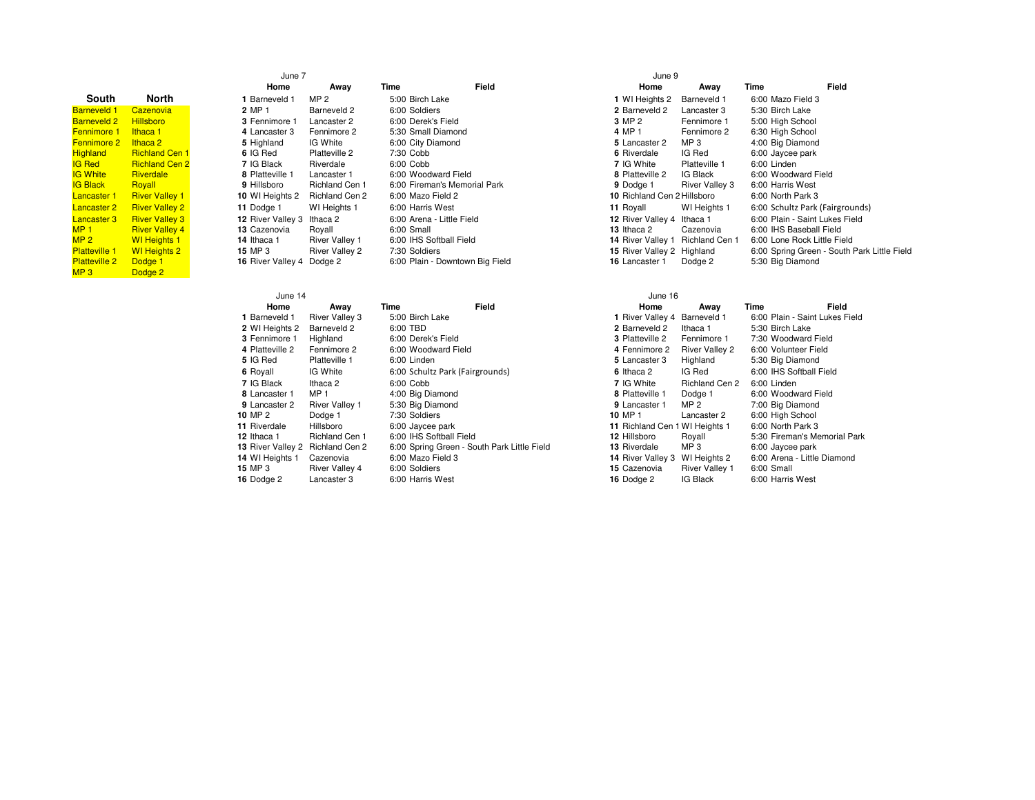| South | North |
|---|---|
| Barneveld 1 | Cazenovia |
| Barneveld 2 | Hillsboro |
| Fennimore 1 | Ithaca 1 |
| Fennimore 2 | Ithaca 2 |
| Highland | Richland Cen 1 |
| IG Red | Richland Cen 2 |
| IG White | Riverdale |
| IG Black | Royall |
| Lancaster 1 | River Valley 1 |
| Lancaster 2 | River Valley 2 |
| Lancaster 3 | River Valley 3 |
| MP 1 | River Valley 4 |
| MP 2 | WI Heights 1 |
| Platteville 1 | WI Heights 2 |
| Platteville 2 | Dodge 1 |
| MP 3 | Dodge 2 |

June 7

| | Home | Away | Time | Field |
|---|---|---|---|---|
| 1 | Barneveld 1 | MP 2 | 5:00 | Birch Lake |
| 2 | MP 1 | Barneveld 2 | 6:00 | Soldiers |
| 3 | Fennimore 1 | Lancaster 2 | 6:00 | Derek's Field |
| 4 | Lancaster 3 | Fennimore 2 | 5:30 | Small Diamond |
| 5 | Highland | IG White | 6:00 | City Diamond |
| 6 | IG Red | Platteville 2 | 7:30 | Cobb |
| 7 | IG Black | Riverdale | 6:00 | Cobb |
| 8 | Platteville 1 | Lancaster 1 | 6:00 | Woodward Field |
| 9 | Hillsboro | Richland Cen 1 | 6:00 | Fireman's Memorial Park |
| 10 | WI Heights 2 | Richland Cen 2 | 6:00 | Mazo Field 2 |
| 11 | Dodge 1 | WI Heights 1 | 6:00 | Harris West |
| 12 | River Valley 3 | Ithaca 2 | 6:00 | Arena - Little Field |
| 13 | Cazenovia | Royall | 6:00 | Small |
| 14 | Ithaca 1 | River Valley 1 | 6:00 | IHS Softball Field |
| 15 | MP 3 | River Valley 2 | 7:30 | Soldiers |
| 16 | River Valley 4 | Dodge 2 | 6:00 | Plain - Downtown Big Field |

June 9

| | Home | Away | Time | Field |
|---|---|---|---|---|
| 1 | WI Heights 2 | Barneveld 1 | 6:00 | Mazo Field 3 |
| 2 | Barneveld 2 | Lancaster 3 | 5:30 | Birch Lake |
| 3 | MP 2 | Fennimore 1 | 5:00 | High School |
| 4 | MP 1 | Fennimore 2 | 6:30 | High School |
| 5 | Lancaster 2 | MP 3 | 4:00 | Big Diamond |
| 6 | Riverdale | IG Red | 6:00 | Jaycee park |
| 7 | IG White | Platteville 1 | 6:00 | Linden |
| 8 | Platteville 2 | IG Black | 6:00 | Woodward Field |
| 9 | Dodge 1 | River Valley 3 | 6:00 | Harris West |
| 10 | Richland Cen 2 | Hillsboro | 6:00 | North Park 3 |
| 11 | Royall | WI Heights 1 | 6:00 | Schultz Park (Fairgrounds) |
| 12 | River Valley 4 | Ithaca 1 | 6:00 | Plain - Saint Lukes Field |
| 13 | Ithaca 2 | Cazenovia | 6:00 | IHS Baseball Field |
| 14 | River Valley 1 | Richland Cen 1 | 6:00 | Lone Rock Little Field |
| 15 | River Valley 2 | Highland | 6:00 | Spring Green - South Park Little Field |
| 16 | Lancaster 1 | Dodge 2 | 5:30 | Big Diamond |

June 14

| | Home | Away | Time | Field |
|---|---|---|---|---|
| 1 | Barneveld 1 | River Valley 3 | 5:00 | Birch Lake |
| 2 | WI Heights 2 | Barneveld 2 | 6:00 | TBD |
| 3 | Fennimore 1 | Highland | 6:00 | Derek's Field |
| 4 | Platteville 2 | Fennimore 2 | 6:00 | Woodward Field |
| 5 | IG Red | Platteville 1 | 6:00 | Linden |
| 6 | Royall | IG White | 6:00 | Schultz Park (Fairgrounds) |
| 7 | IG Black | Ithaca 2 | 6:00 | Cobb |
| 8 | Lancaster 1 | MP 1 | 4:00 | Big Diamond |
| 9 | Lancaster 2 | River Valley 1 | 5:30 | Big Diamond |
| 10 | MP 2 | Dodge 1 | 7:30 | Soldiers |
| 11 | Riverdale | Hillsboro | 6:00 | Jaycee park |
| 12 | Ithaca 1 | Richland Cen 1 | 6:00 | IHS Softball Field |
| 13 | River Valley 2 | Richland Cen 2 | 6:00 | Spring Green - South Park Little Field |
| 14 | WI Heights 1 | Cazenovia | 6:00 | Mazo Field 3 |
| 15 | MP 3 | River Valley 4 | 6:00 | Soldiers |
| 16 | Dodge 2 | Lancaster 3 | 6:00 | Harris West |

June 16

| | Home | Away | Time | Field |
|---|---|---|---|---|
| 1 | River Valley 4 | Barneveld 1 | 6:00 | Plain - Saint Lukes Field |
| 2 | Barneveld 2 | Ithaca 1 | 5:30 | Birch Lake |
| 3 | Platteville 2 | Fennimore 1 | 7:30 | Woodward Field |
| 4 | Fennimore 2 | River Valley 2 | 6:00 | Volunteer Field |
| 5 | Lancaster 3 | Highland | 5:30 | Big Diamond |
| 6 | Ithaca 2 | IG Red | 6:00 | IHS Softball Field |
| 7 | IG White | Richland Cen 2 | 6:00 | Linden |
| 8 | Platteville 1 | Dodge 1 | 6:00 | Woodward Field |
| 9 | Lancaster 1 | MP 2 | 7:00 | Big Diamond |
| 10 | MP 1 | Lancaster 2 | 6:00 | High School |
| 11 | Richland Cen 1 | WI Heights 1 | 6:00 | North Park 3 |
| 12 | Hillsboro | Royall | 5:30 | Fireman's Memorial Park |
| 13 | Riverdale | MP 3 | 6:00 | Jaycee park |
| 14 | River Valley 3 | WI Heights 2 | 6:00 | Arena - Little Diamond |
| 15 | Cazenovia | River Valley 1 | 6:00 | Small |
| 16 | Dodge 2 | IG Black | 6:00 | Harris West |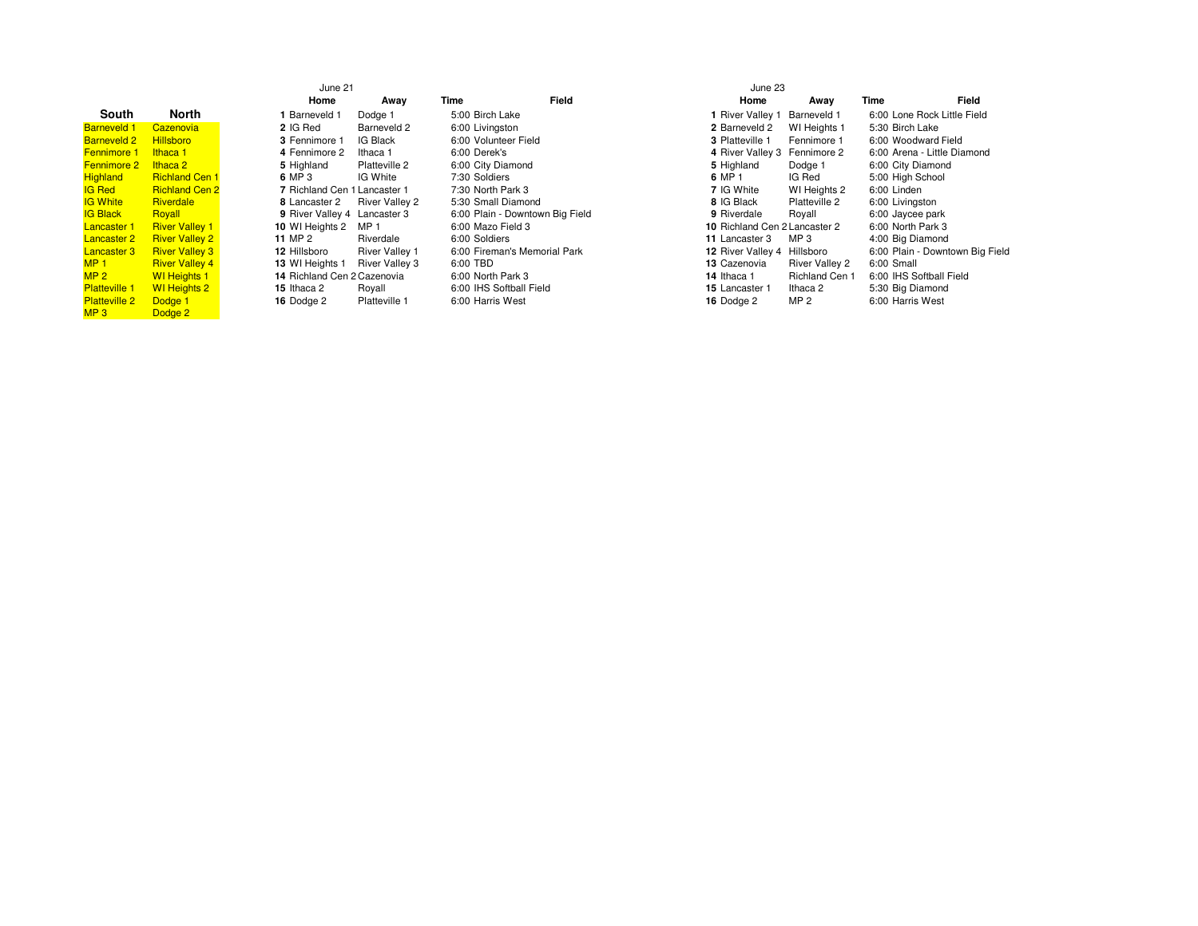| South | North |
|---|---|
| Barneveld 1 | Cazenovia |
| Barneveld 2 | Hillsboro |
| Fennimore 1 | Ithaca 1 |
| Fennimore 2 | Ithaca 2 |
| Highland | Richland Cen 1 |
| IG Red | Richland Cen 2 |
| IG White | Riverdale |
| IG Black | Royall |
| Lancaster 1 | River Valley 1 |
| Lancaster 2 | River Valley 2 |
| Lancaster 3 | River Valley 3 |
| MP 1 | River Valley 4 |
| MP 2 | WI Heights 1 |
| Platteville 1 | WI Heights 2 |
| Platteville 2 | Dodge 1 |
| MP 3 | Dodge 2 |

June 21

| | Home | Away | Time | Field |
|---|---|---|---|---|
| 1 | Barneveld 1 | Dodge 1 | 5:00 | Birch Lake |
| 2 | IG Red | Barneveld 2 | 6:00 | Livingston |
| 3 | Fennimore 1 | IG Black | 6:00 | Volunteer Field |
| 4 | Fennimore 2 | Ithaca 1 | 6:00 | Derek's |
| 5 | Highland | Platteville 2 | 6:00 | City Diamond |
| 6 | MP 3 | IG White | 7:30 | Soldiers |
| 7 | Richland Cen 1 | Lancaster 1 | 7:30 | North Park 3 |
| 8 | Lancaster 2 | River Valley 2 | 5:30 | Small Diamond |
| 9 | River Valley 4 | Lancaster 3 | 6:00 | Plain - Downtown Big Field |
| 10 | WI Heights 2 | MP 1 | 6:00 | Mazo Field 3 |
| 11 | MP 2 | Riverdale | 6:00 | Soldiers |
| 12 | Hillsboro | River Valley 1 | 6:00 | Fireman's Memorial Park |
| 13 | WI Heights 1 | River Valley 3 | 6:00 | TBD |
| 14 | Richland Cen 2 | Cazenovia | 6:00 | North Park 3 |
| 15 | Ithaca 2 | Royall | 6:00 | IHS Softball Field |
| 16 | Dodge 2 | Platteville 1 | 6:00 | Harris West |

June 23

| | Home | Away | Time | Field |
|---|---|---|---|---|
| 1 | River Valley 1 | Barneveld 1 | 6:00 | Lone Rock Little Field |
| 2 | Barneveld 2 | WI Heights 1 | 5:30 | Birch Lake |
| 3 | Platteville 1 | Fennimore 1 | 6:00 | Woodward Field |
| 4 | River Valley 3 | Fennimore 2 | 6:00 | Arena - Little Diamond |
| 5 | Highland | Dodge 1 | 6:00 | City Diamond |
| 6 | MP 1 | IG Red | 5:00 | High School |
| 7 | IG White | WI Heights 2 | 6:00 | Linden |
| 8 | IG Black | Platteville 2 | 6:00 | Livingston |
| 9 | Riverdale | Royall | 6:00 | Jaycee park |
| 10 | Richland Cen 2 | Lancaster 2 | 6:00 | North Park 3 |
| 11 | Lancaster 3 | MP 3 | 4:00 | Big Diamond |
| 12 | River Valley 4 | Hillsboro | 6:00 | Plain - Downtown Big Field |
| 13 | Cazenovia | River Valley 2 | 6:00 | Small |
| 14 | Ithaca 1 | Richland Cen 1 | 6:00 | IHS Softball Field |
| 15 | Lancaster 1 | Ithaca 2 | 5:30 | Big Diamond |
| 16 | Dodge 2 | MP 2 | 6:00 | Harris West |